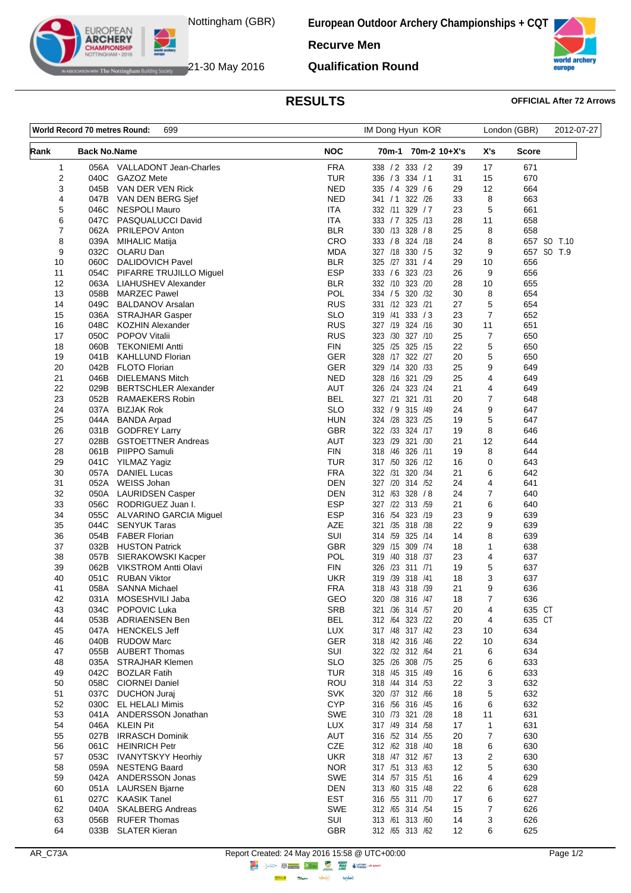Nottingham (GBR)

21-30 May 2016

# European Outdoor Archery Championships + CQT

## Recurve Men

## Qualification Round

## RESULTS

**OFFICIAL After 72 Arrows**

| World Record 70 metres Round: | 699 | IM Dong Hyun KOR | London (GBR) | 2012-07-27 |
|---|---|---|---|---|

| Rank | Back No. | Name | NOC | 70m-1 | 70m-2 | 10+X's | X's | Score | |
|---|---|---|---|---|---|---|---|---|---|
| 1 | 056A | VALLADONT Jean-Charles | FRA | 338 / 2 | 333 / 2 | 39 | 17 | 671 | |
| 2 | 040C | GAZOZ Mete | TUR | 336 / 3 | 334 / 1 | 31 | 15 | 670 | |
| 3 | 045B | VAN DER VEN Rick | NED | 335 / 4 | 329 / 6 | 29 | 12 | 664 | |
| 4 | 047B | VAN DEN BERG Sjef | NED | 341 / 1 | 322 /26 | 33 | 8 | 663 | |
| 5 | 046C | NESPOLI Mauro | ITA | 332 /11 | 329 / 7 | 23 | 5 | 661 | |
| 6 | 047C | PASQUALUCCI David | ITA | 333 / 7 | 325 /13 | 28 | 11 | 658 | |
| 7 | 062A | PRILEPOV Anton | BLR | 330 /13 | 328 / 8 | 25 | 8 | 658 | |
| 8 | 039A | MIHALIC Matija | CRO | 333 / 8 | 324 /18 | 24 | 8 | 657 | SO T.10 |
| 9 | 032C | OLARU Dan | MDA | 327 /18 | 330 / 5 | 32 | 9 | 657 | SO T.9 |
| 10 | 060C | DALIDOVICH Pavel | BLR | 325 /27 | 331 / 4 | 29 | 10 | 656 | |
| 11 | 054C | PIFARRE TRUJILLO Miguel | ESP | 333 / 6 | 323 /23 | 26 | 9 | 656 | |
| 12 | 063A | LIAHUSHEV Alexander | BLR | 332 /10 | 323 /20 | 28 | 10 | 655 | |
| 13 | 058B | MARZEC Pawel | POL | 334 / 5 | 320 /32 | 30 | 8 | 654 | |
| 14 | 049C | BALDANOV Arsalan | RUS | 331 /12 | 323 /21 | 27 | 5 | 654 | |
| 15 | 036A | STRAJHAR Gasper | SLO | 319 /41 | 333 / 3 | 23 | 7 | 652 | |
| 16 | 048C | KOZHIN Alexander | RUS | 327 /19 | 324 /16 | 30 | 11 | 651 | |
| 17 | 050C | POPOV Vitalii | RUS | 323 /30 | 327 /10 | 25 | 7 | 650 | |
| 18 | 060B | TEKONIEMI Antti | FIN | 325 /25 | 325 /15 | 22 | 5 | 650 | |
| 19 | 041B | KAHLLUND Florian | GER | 328 /17 | 322 /27 | 20 | 5 | 650 | |
| 20 | 042B | FLOTO Florian | GER | 329 /14 | 320 /33 | 25 | 9 | 649 | |
| 21 | 046B | DIELEMANS Mitch | NED | 328 /16 | 321 /29 | 25 | 4 | 649 | |
| 22 | 029B | BERTSCHLER Alexander | AUT | 326 /24 | 323 /24 | 21 | 4 | 649 | |
| 23 | 052B | RAMAEKERS Robin | BEL | 327 /21 | 321 /31 | 20 | 7 | 648 | |
| 24 | 037A | BIZJAK Rok | SLO | 332 / 9 | 315 /49 | 24 | 9 | 647 | |
| 25 | 044A | BANDA Arpad | HUN | 324 /28 | 323 /25 | 19 | 5 | 647 | |
| 26 | 031B | GODFREY Larry | GBR | 322 /33 | 324 /17 | 19 | 8 | 646 | |
| 27 | 028B | GSTOETTNER Andreas | AUT | 323 /29 | 321 /30 | 21 | 12 | 644 | |
| 28 | 061B | PIIPPO Samuli | FIN | 318 /46 | 326 /11 | 19 | 8 | 644 | |
| 29 | 041C | YILMAZ Yagiz | TUR | 317 /50 | 326 /12 | 16 | 0 | 643 | |
| 30 | 057A | DANIEL Lucas | FRA | 322 /31 | 320 /34 | 21 | 6 | 642 | |
| 31 | 052A | WEISS Johan | DEN | 327 /20 | 314 /52 | 24 | 4 | 641 | |
| 32 | 050A | LAURIDSEN Casper | DEN | 312 /63 | 328 / 8 | 24 | 7 | 640 | |
| 33 | 056C | RODRIGUEZ Juan I. | ESP | 327 /22 | 313 /59 | 21 | 6 | 640 | |
| 34 | 055C | ALVARINO GARCIA Miguel | ESP | 316 /54 | 323 /19 | 23 | 9 | 639 | |
| 35 | 044C | SENYUK Taras | AZE | 321 /35 | 318 /38 | 22 | 9 | 639 | |
| 36 | 054B | FABER Florian | SUI | 314 /59 | 325 /14 | 14 | 8 | 639 | |
| 37 | 032B | HUSTON Patrick | GBR | 329 /15 | 309 /74 | 18 | 1 | 638 | |
| 38 | 057B | SIERAKOWSKI Kacper | POL | 319 /40 | 318 /37 | 23 | 4 | 637 | |
| 39 | 062B | VIKSTROM Antti Olavi | FIN | 326 /23 | 311 /71 | 19 | 5 | 637 | |
| 40 | 051C | RUBAN Viktor | UKR | 319 /39 | 318 /41 | 18 | 3 | 637 | |
| 41 | 058A | SANNA Michael | FRA | 318 /43 | 318 /39 | 21 | 9 | 636 | |
| 42 | 031A | MOSESHVILI Jaba | GEO | 320 /38 | 316 /47 | 18 | 7 | 636 | |
| 43 | 034C | POPOVIC Luka | SRB | 321 /36 | 314 /57 | 20 | 4 | 635 | CT |
| 44 | 053B | ADRIAENSEN Ben | BEL | 312 /64 | 323 /22 | 20 | 4 | 635 | CT |
| 45 | 047A | HENCKELS Jeff | LUX | 317 /48 | 317 /42 | 23 | 10 | 634 | |
| 46 | 040B | RUDOW Marc | GER | 318 /42 | 316 /46 | 22 | 10 | 634 | |
| 47 | 055B | AUBERT Thomas | SUI | 322 /32 | 312 /64 | 21 | 6 | 634 | |
| 48 | 035A | STRAJHAR Klemen | SLO | 325 /26 | 308 /75 | 25 | 6 | 633 | |
| 49 | 042C | BOZLAR Fatih | TUR | 318 /45 | 315 /49 | 16 | 6 | 633 | |
| 50 | 058C | CIORNEI Daniel | ROU | 318 /44 | 314 /53 | 22 | 3 | 632 | |
| 51 | 037C | DUCHON Juraj | SVK | 320 /37 | 312 /66 | 18 | 5 | 632 | |
| 52 | 030C | EL HELALI Mimis | CYP | 316 /56 | 316 /45 | 16 | 6 | 632 | |
| 53 | 041A | ANDERSSON Jonathan | SWE | 310 /73 | 321 /28 | 18 | 11 | 631 | |
| 54 | 046A | KLEIN Pit | LUX | 317 /49 | 314 /58 | 17 | 1 | 631 | |
| 55 | 027B | IRRASCH Dominik | AUT | 316 /52 | 314 /55 | 20 | 7 | 630 | |
| 56 | 061C | HEINRICH Petr | CZE | 312 /62 | 318 /40 | 18 | 6 | 630 | |
| 57 | 053C | IVANYTSKYY Heorhiy | UKR | 318 /47 | 312 /67 | 13 | 2 | 630 | |
| 58 | 059A | NESTENG Baard | NOR | 317 /51 | 313 /63 | 12 | 5 | 630 | |
| 59 | 042A | ANDERSSON Jonas | SWE | 314 /57 | 315 /51 | 16 | 4 | 629 | |
| 60 | 051A | LAURSEN Bjarne | DEN | 313 /60 | 315 /48 | 22 | 6 | 628 | |
| 61 | 027C | KAASIK Tanel | EST | 316 /55 | 311 /70 | 17 | 6 | 627 | |
| 62 | 040A | SKALBERG Andreas | SWE | 312 /65 | 314 /54 | 15 | 7 | 626 | |
| 63 | 056B | RUFER Thomas | SUI | 313 /61 | 313 /60 | 14 | 3 | 626 | |
| 64 | 033B | SLATER Kieran | GBR | 312 /65 | 313 /62 | 12 | 6 | 625 | |

AR_C73A — Report Created: 24 May 2016 15:58 @ UTC+00:00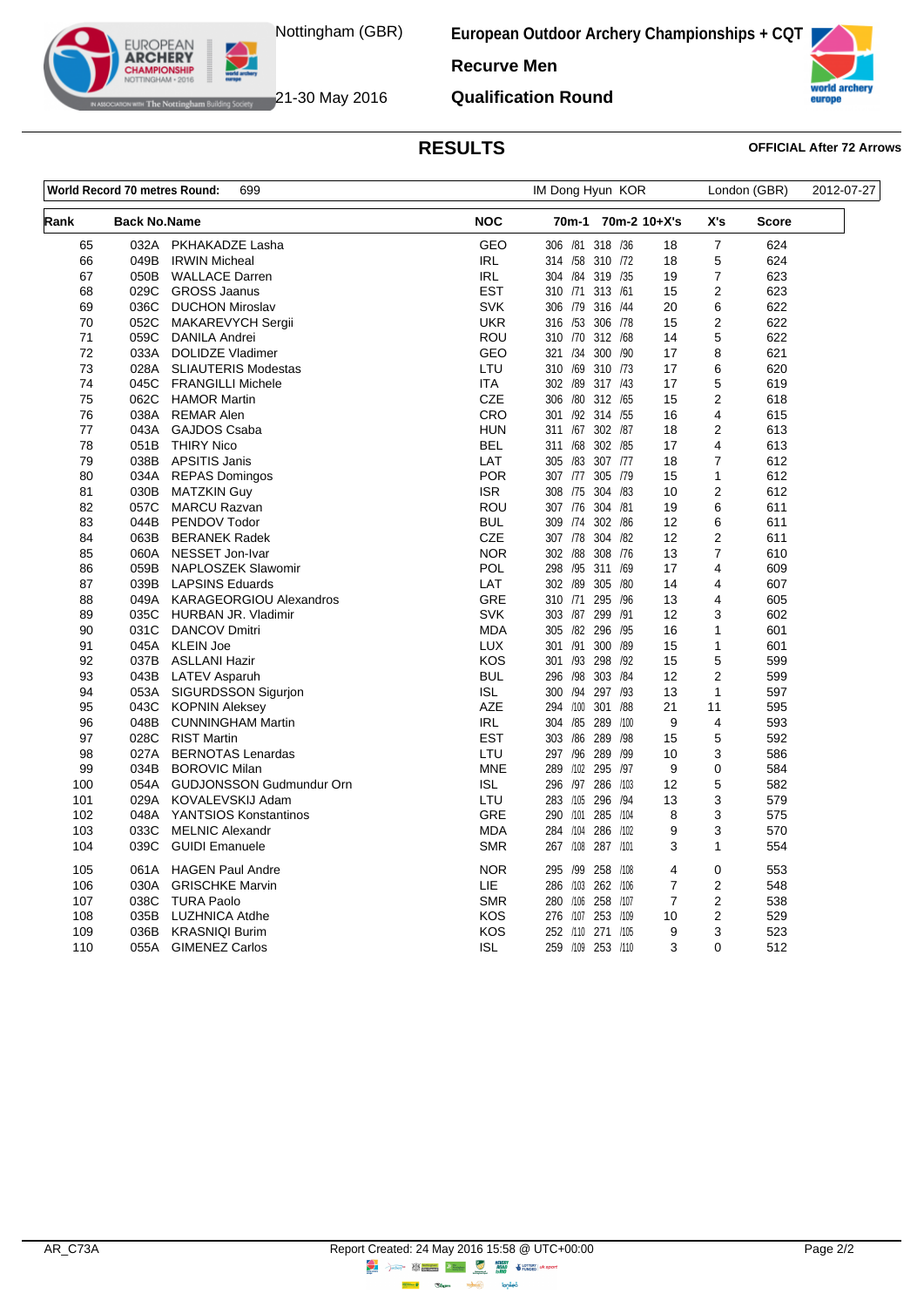Nottingham (GBR)

21-30 May 2016

**European Outdoor Archery Championships + CQT**

**Recurve Men**

**Qualification Round**

## RESULTS

**OFFICIAL After 72 Arrows**

| **World Record 70 metres Round:** 699 | IM Dong Hyun KOR | London (GBR) | 2012-07-27 |
|---|---|---|---|

| Rank | Back No. | Name | NOC | 70m-1 | 70m-2 | 10+X's | X's | Score |
|---|---|---|---|---|---|---|---|---|
| 65 | 032A | PKHAKADZE Lasha | GEO | 306 /81 | 318 /36 | 18 | 7 | 624 |
| 66 | 049B | IRWIN Micheal | IRL | 314 /58 | 310 /72 | 18 | 5 | 624 |
| 67 | 050B | WALLACE Darren | IRL | 304 /84 | 319 /35 | 19 | 7 | 623 |
| 68 | 029C | GROSS Jaanus | EST | 310 /71 | 313 /61 | 15 | 2 | 623 |
| 69 | 036C | DUCHON Miroslav | SVK | 306 /79 | 316 /44 | 20 | 6 | 622 |
| 70 | 052C | MAKAREVYCH Sergii | UKR | 316 /53 | 306 /78 | 15 | 2 | 622 |
| 71 | 059C | DANILA Andrei | ROU | 310 /70 | 312 /68 | 14 | 5 | 622 |
| 72 | 033A | DOLIDZE Vladimer | GEO | 321 /34 | 300 /90 | 17 | 8 | 621 |
| 73 | 028A | SLIAUTERIS Modestas | LTU | 310 /69 | 310 /73 | 17 | 6 | 620 |
| 74 | 045C | FRANGILLI Michele | ITA | 302 /89 | 317 /43 | 17 | 5 | 619 |
| 75 | 062C | HAMOR Martin | CZE | 306 /80 | 312 /65 | 15 | 2 | 618 |
| 76 | 038A | REMAR Alen | CRO | 301 /92 | 314 /55 | 16 | 4 | 615 |
| 77 | 043A | GAJDOS Csaba | HUN | 311 /67 | 302 /87 | 18 | 2 | 613 |
| 78 | 051B | THIRY Nico | BEL | 311 /68 | 302 /85 | 17 | 4 | 613 |
| 79 | 038B | APSITIS Janis | LAT | 305 /83 | 307 /77 | 18 | 7 | 612 |
| 80 | 034A | REPAS Domingos | POR | 307 /77 | 305 /79 | 15 | 1 | 612 |
| 81 | 030B | MATZKIN Guy | ISR | 308 /75 | 304 /83 | 10 | 2 | 612 |
| 82 | 057C | MARCU Razvan | ROU | 307 /76 | 304 /81 | 19 | 6 | 611 |
| 83 | 044B | PENDOV Todor | BUL | 309 /74 | 302 /86 | 12 | 6 | 611 |
| 84 | 063B | BERANEK Radek | CZE | 307 /78 | 304 /82 | 12 | 2 | 611 |
| 85 | 060A | NESSET Jon-Ivar | NOR | 302 /88 | 308 /76 | 13 | 7 | 610 |
| 86 | 059B | NAPLOSZEK Slawomir | POL | 298 /95 | 311 /69 | 17 | 4 | 609 |
| 87 | 039B | LAPSINS Eduards | LAT | 302 /89 | 305 /80 | 14 | 4 | 607 |
| 88 | 049A | KARAGEORGIOU Alexandros | GRE | 310 /71 | 295 /96 | 13 | 4 | 605 |
| 89 | 035C | HURBAN JR. Vladimir | SVK | 303 /87 | 299 /91 | 12 | 3 | 602 |
| 90 | 031C | DANCOV Dmitri | MDA | 305 /82 | 296 /95 | 16 | 1 | 601 |
| 91 | 045A | KLEIN Joe | LUX | 301 /91 | 300 /89 | 15 | 1 | 601 |
| 92 | 037B | ASLLANI Hazir | KOS | 301 /93 | 298 /92 | 15 | 5 | 599 |
| 93 | 043B | LATEV Asparuh | BUL | 296 /98 | 303 /84 | 12 | 2 | 599 |
| 94 | 053A | SIGURDSSON Sigurjon | ISL | 300 /94 | 297 /93 | 13 | 1 | 597 |
| 95 | 043C | KOPNIN Aleksey | AZE | 294 /100 | 301 /88 | 21 | 11 | 595 |
| 96 | 048B | CUNNINGHAM Martin | IRL | 304 /85 | 289 /100 | 9 | 4 | 593 |
| 97 | 028C | RIST Martin | EST | 303 /86 | 289 /98 | 15 | 5 | 592 |
| 98 | 027A | BERNOTAS Lenardas | LTU | 297 /96 | 289 /99 | 10 | 3 | 586 |
| 99 | 034B | BOROVIC Milan | MNE | 289 /102 | 295 /97 | 9 | 0 | 584 |
| 100 | 054A | GUDJONSSON Gudmundur Orn | ISL | 296 /97 | 286 /103 | 12 | 5 | 582 |
| 101 | 029A | KOVALEVSKIJ Adam | LTU | 283 /105 | 296 /94 | 13 | 3 | 579 |
| 102 | 048A | YANTSIOS Konstantinos | GRE | 290 /101 | 285 /104 | 8 | 3 | 575 |
| 103 | 033C | MELNIC Alexandr | MDA | 284 /104 | 286 /102 | 9 | 3 | 570 |
| 104 | 039C | GUIDI Emanuele | SMR | 267 /108 | 287 /101 | 3 | 1 | 554 |
| 105 | 061A | HAGEN Paul Andre | NOR | 295 /99 | 258 /108 | 4 | 0 | 553 |
| 106 | 030A | GRISCHKE Marvin | LIE | 286 /103 | 262 /106 | 7 | 2 | 548 |
| 107 | 038C | TURA Paolo | SMR | 280 /106 | 258 /107 | 7 | 2 | 538 |
| 108 | 035B | LUZHNICA Atdhe | KOS | 276 /107 | 253 /109 | 10 | 2 | 529 |
| 109 | 036B | KRASNIQI Burim | KOS | 252 /110 | 271 /105 | 9 | 3 | 523 |
| 110 | 055A | GIMENEZ Carlos | ISL | 259 /109 | 253 /110 | 3 | 0 | 512 |

AR_C73A

Report Created: 24 May 2016 15:58 @ UTC+00:00